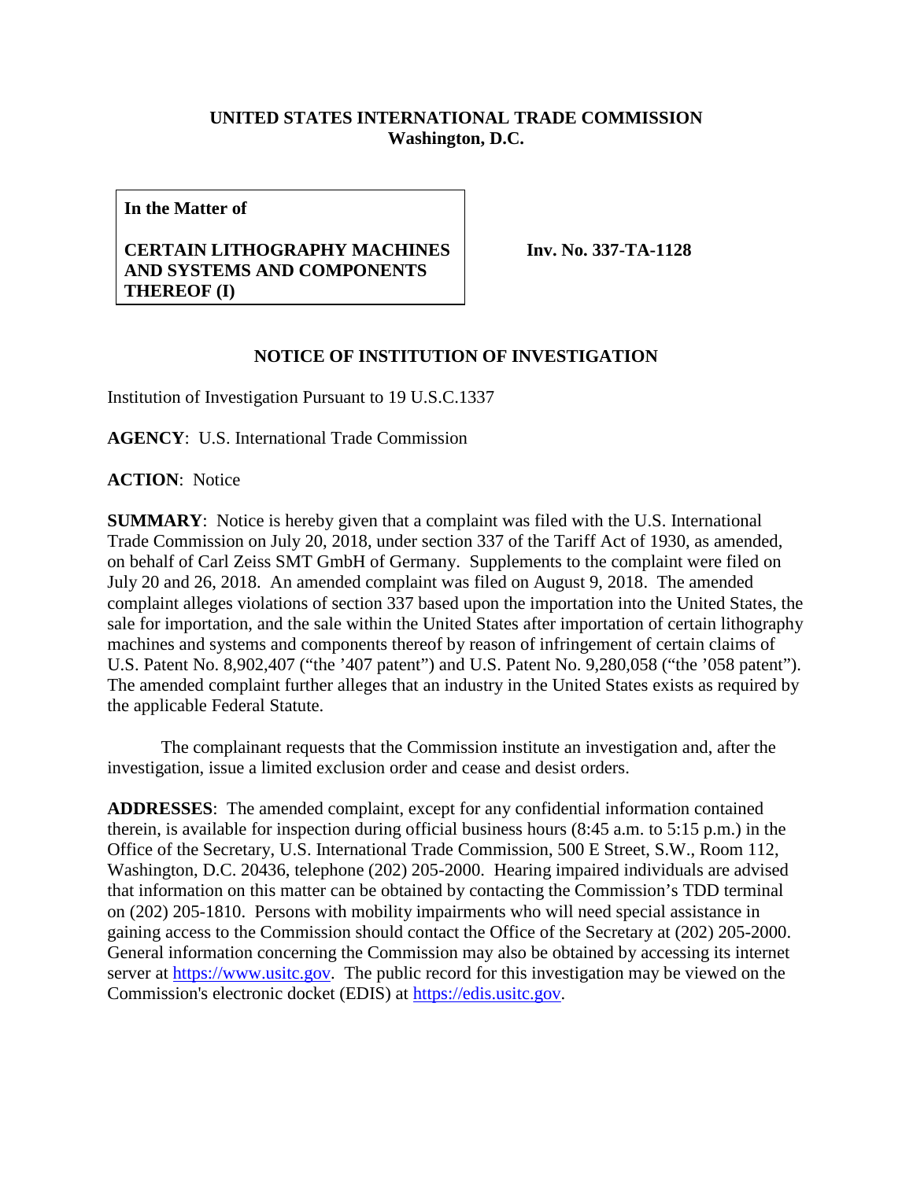**UNITED STATES INTERNATIONAL TRADE COMMISSION**
**Washington, D.C.**

| **In the Matter of**<br><br>**CERTAIN LITHOGRAPHY MACHINES AND SYSTEMS AND COMPONENTS THEREOF (I)** | **Inv. No. 337-TA-1128** |
|---|---|

**NOTICE OF INSTITUTION OF INVESTIGATION**

Institution of Investigation Pursuant to 19 U.S.C.1337

**AGENCY**: U.S. International Trade Commission

**ACTION**: Notice

**SUMMARY**: Notice is hereby given that a complaint was filed with the U.S. International Trade Commission on July 20, 2018, under section 337 of the Tariff Act of 1930, as amended, on behalf of Carl Zeiss SMT GmbH of Germany. Supplements to the complaint were filed on July 20 and 26, 2018. An amended complaint was filed on August 9, 2018. The amended complaint alleges violations of section 337 based upon the importation into the United States, the sale for importation, and the sale within the United States after importation of certain lithography machines and systems and components thereof by reason of infringement of certain claims of U.S. Patent No. 8,902,407 ("the '407 patent") and U.S. Patent No. 9,280,058 ("the '058 patent"). The amended complaint further alleges that an industry in the United States exists as required by the applicable Federal Statute.

The complainant requests that the Commission institute an investigation and, after the investigation, issue a limited exclusion order and cease and desist orders.

**ADDRESSES**: The amended complaint, except for any confidential information contained therein, is available for inspection during official business hours (8:45 a.m. to 5:15 p.m.) in the Office of the Secretary, U.S. International Trade Commission, 500 E Street, S.W., Room 112, Washington, D.C. 20436, telephone (202) 205-2000. Hearing impaired individuals are advised that information on this matter can be obtained by contacting the Commission's TDD terminal on (202) 205-1810. Persons with mobility impairments who will need special assistance in gaining access to the Commission should contact the Office of the Secretary at (202) 205-2000. General information concerning the Commission may also be obtained by accessing its internet server at https://www.usitc.gov. The public record for this investigation may be viewed on the Commission's electronic docket (EDIS) at https://edis.usitc.gov.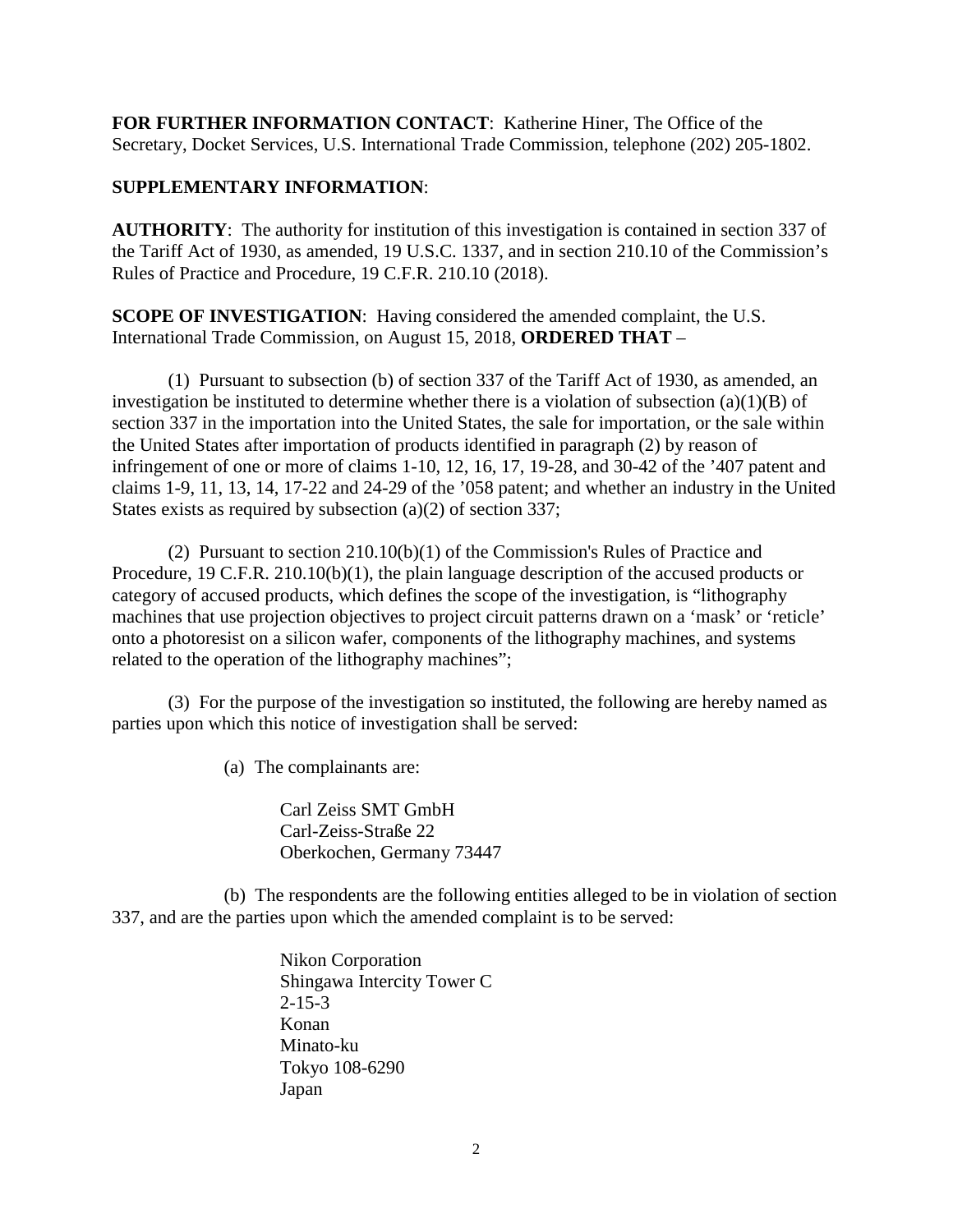**FOR FURTHER INFORMATION CONTACT**: Katherine Hiner, The Office of the Secretary, Docket Services, U.S. International Trade Commission, telephone (202) 205-1802.

**SUPPLEMENTARY INFORMATION**:

**AUTHORITY**: The authority for institution of this investigation is contained in section 337 of the Tariff Act of 1930, as amended, 19 U.S.C. 1337, and in section 210.10 of the Commission's Rules of Practice and Procedure, 19 C.F.R. 210.10 (2018).

**SCOPE OF INVESTIGATION**: Having considered the amended complaint, the U.S. International Trade Commission, on August 15, 2018, **ORDERED THAT** –

(1) Pursuant to subsection (b) of section 337 of the Tariff Act of 1930, as amended, an investigation be instituted to determine whether there is a violation of subsection (a)(1)(B) of section 337 in the importation into the United States, the sale for importation, or the sale within the United States after importation of products identified in paragraph (2) by reason of infringement of one or more of claims 1-10, 12, 16, 17, 19-28, and 30-42 of the '407 patent and claims 1-9, 11, 13, 14, 17-22 and 24-29 of the '058 patent; and whether an industry in the United States exists as required by subsection (a)(2) of section 337;

(2) Pursuant to section 210.10(b)(1) of the Commission's Rules of Practice and Procedure, 19 C.F.R. 210.10(b)(1), the plain language description of the accused products or category of accused products, which defines the scope of the investigation, is "lithography machines that use projection objectives to project circuit patterns drawn on a 'mask' or 'reticle' onto a photoresist on a silicon wafer, components of the lithography machines, and systems related to the operation of the lithography machines";

(3) For the purpose of the investigation so instituted, the following are hereby named as parties upon which this notice of investigation shall be served:

(a) The complainants are:

Carl Zeiss SMT GmbH
Carl-Zeiss-Straße 22
Oberkochen, Germany 73447

(b) The respondents are the following entities alleged to be in violation of section 337, and are the parties upon which the amended complaint is to be served:

Nikon Corporation
Shingawa Intercity Tower C
2-15-3
Konan
Minato-ku
Tokyo 108-6290
Japan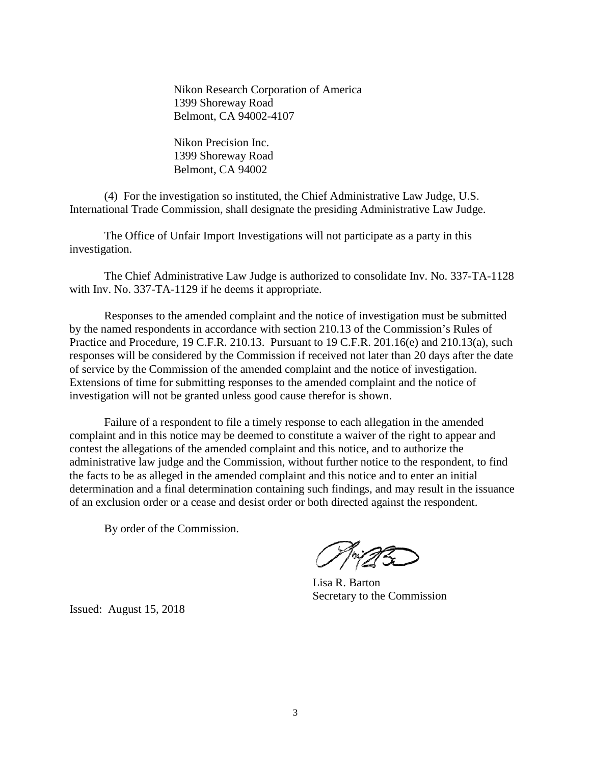Nikon Research Corporation of America
1399 Shoreway Road
Belmont, CA 94002-4107

Nikon Precision Inc.
1399 Shoreway Road
Belmont, CA 94002

(4) For the investigation so instituted, the Chief Administrative Law Judge, U.S. International Trade Commission, shall designate the presiding Administrative Law Judge.

The Office of Unfair Import Investigations will not participate as a party in this investigation.

The Chief Administrative Law Judge is authorized to consolidate Inv. No. 337-TA-1128 with Inv. No. 337-TA-1129 if he deems it appropriate.

Responses to the amended complaint and the notice of investigation must be submitted by the named respondents in accordance with section 210.13 of the Commission's Rules of Practice and Procedure, 19 C.F.R. 210.13. Pursuant to 19 C.F.R. 201.16(e) and 210.13(a), such responses will be considered by the Commission if received not later than 20 days after the date of service by the Commission of the amended complaint and the notice of investigation. Extensions of time for submitting responses to the amended complaint and the notice of investigation will not be granted unless good cause therefor is shown.

Failure of a respondent to file a timely response to each allegation in the amended complaint and in this notice may be deemed to constitute a waiver of the right to appear and contest the allegations of the amended complaint and this notice, and to authorize the administrative law judge and the Commission, without further notice to the respondent, to find the facts to be as alleged in the amended complaint and this notice and to enter an initial determination and a final determination containing such findings, and may result in the issuance of an exclusion order or a cease and desist order or both directed against the respondent.

By order of the Commission.

Lisa R. Barton
Secretary to the Commission

Issued: August 15, 2018